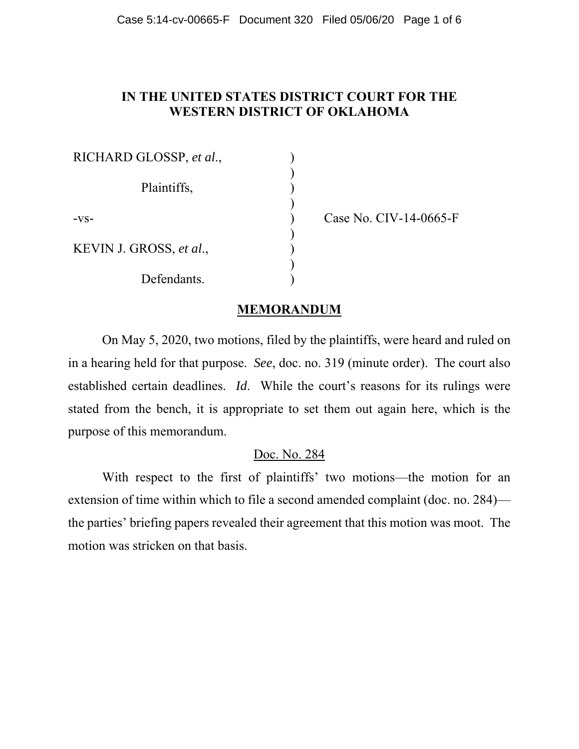# IN THE UNITED STATES DISTRICT COURT FOR THE WESTERN DISTRICT OF OKLAHOMA

| | | |
|---|---|---|
| RICHARD GLOSSP, *et al*., | ) | |
| | ) | |
| Plaintiffs, | ) | |
| | ) | |
| -vs- | ) | Case No. CIV-14-0665-F |
| | ) | |
| KEVIN J. GROSS, *et al*., | ) | |
| | ) | |
| Defendants. | ) | |

## MEMORANDUM

On May 5, 2020, two motions, filed by the plaintiffs, were heard and ruled on in a hearing held for that purpose. *See*, doc. no. 319 (minute order). The court also established certain deadlines. *Id*. While the court's reasons for its rulings were stated from the bench, it is appropriate to set them out again here, which is the purpose of this memorandum.

### Doc. No. 284

With respect to the first of plaintiffs' two motions—the motion for an extension of time within which to file a second amended complaint (doc. no. 284)—the parties' briefing papers revealed their agreement that this motion was moot. The motion was stricken on that basis.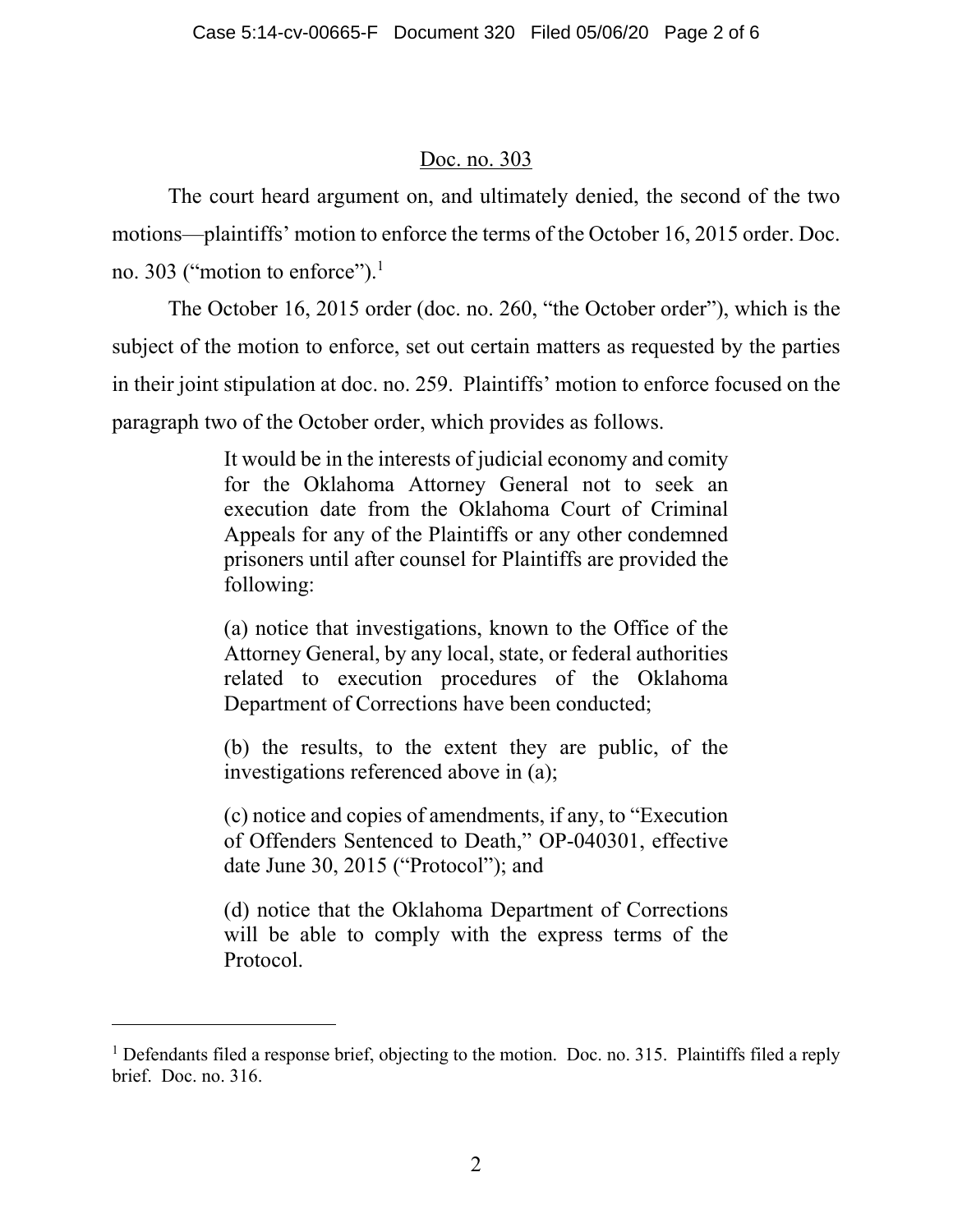## Doc. no. 303

The court heard argument on, and ultimately denied, the second of the two motions—plaintiffs' motion to enforce the terms of the October 16, 2015 order. Doc. no. 303 ("motion to enforce").[1]

The October 16, 2015 order (doc. no. 260, "the October order"), which is the subject of the motion to enforce, set out certain matters as requested by the parties in their joint stipulation at doc. no. 259. Plaintiffs' motion to enforce focused on the paragraph two of the October order, which provides as follows.

> It would be in the interests of judicial economy and comity for the Oklahoma Attorney General not to seek an execution date from the Oklahoma Court of Criminal Appeals for any of the Plaintiffs or any other condemned prisoners until after counsel for Plaintiffs are provided the following:
>
> (a) notice that investigations, known to the Office of the Attorney General, by any local, state, or federal authorities related to execution procedures of the Oklahoma Department of Corrections have been conducted;
>
> (b) the results, to the extent they are public, of the investigations referenced above in (a);
>
> (c) notice and copies of amendments, if any, to "Execution of Offenders Sentenced to Death," OP-040301, effective date June 30, 2015 ("Protocol"); and
>
> (d) notice that the Oklahoma Department of Corrections will be able to comply with the express terms of the Protocol.

---

[1] Defendants filed a response brief, objecting to the motion. Doc. no. 315. Plaintiffs filed a reply brief. Doc. no. 316.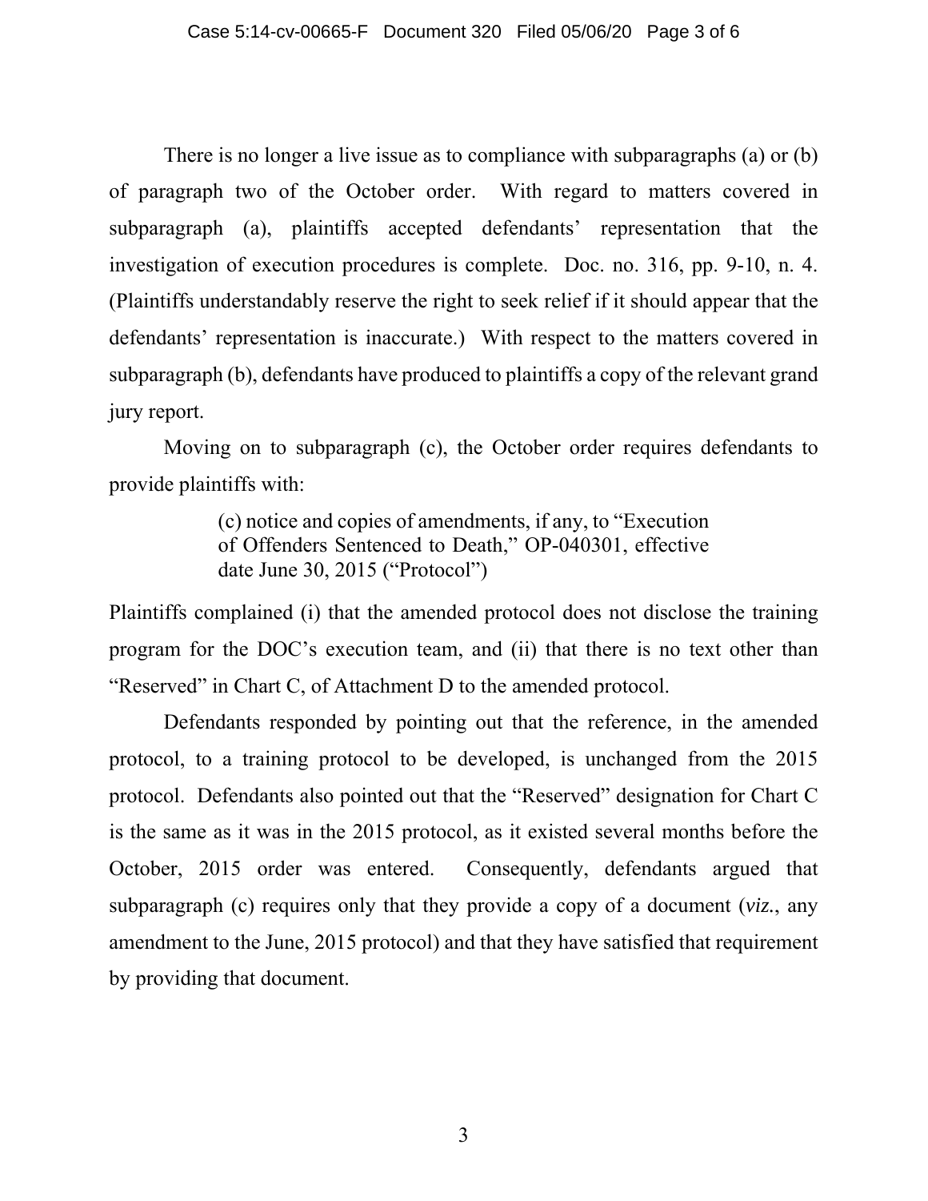There is no longer a live issue as to compliance with subparagraphs (a) or (b) of paragraph two of the October order. With regard to matters covered in subparagraph (a), plaintiffs accepted defendants' representation that the investigation of execution procedures is complete. Doc. no. 316, pp. 9-10, n. 4. (Plaintiffs understandably reserve the right to seek relief if it should appear that the defendants' representation is inaccurate.) With respect to the matters covered in subparagraph (b), defendants have produced to plaintiffs a copy of the relevant grand jury report.

Moving on to subparagraph (c), the October order requires defendants to provide plaintiffs with:

> (c) notice and copies of amendments, if any, to "Execution of Offenders Sentenced to Death," OP-040301, effective date June 30, 2015 ("Protocol")

Plaintiffs complained (i) that the amended protocol does not disclose the training program for the DOC's execution team, and (ii) that there is no text other than "Reserved" in Chart C, of Attachment D to the amended protocol.

Defendants responded by pointing out that the reference, in the amended protocol, to a training protocol to be developed, is unchanged from the 2015 protocol. Defendants also pointed out that the "Reserved" designation for Chart C is the same as it was in the 2015 protocol, as it existed several months before the October, 2015 order was entered. Consequently, defendants argued that subparagraph (c) requires only that they provide a copy of a document (*viz.*, any amendment to the June, 2015 protocol) and that they have satisfied that requirement by providing that document.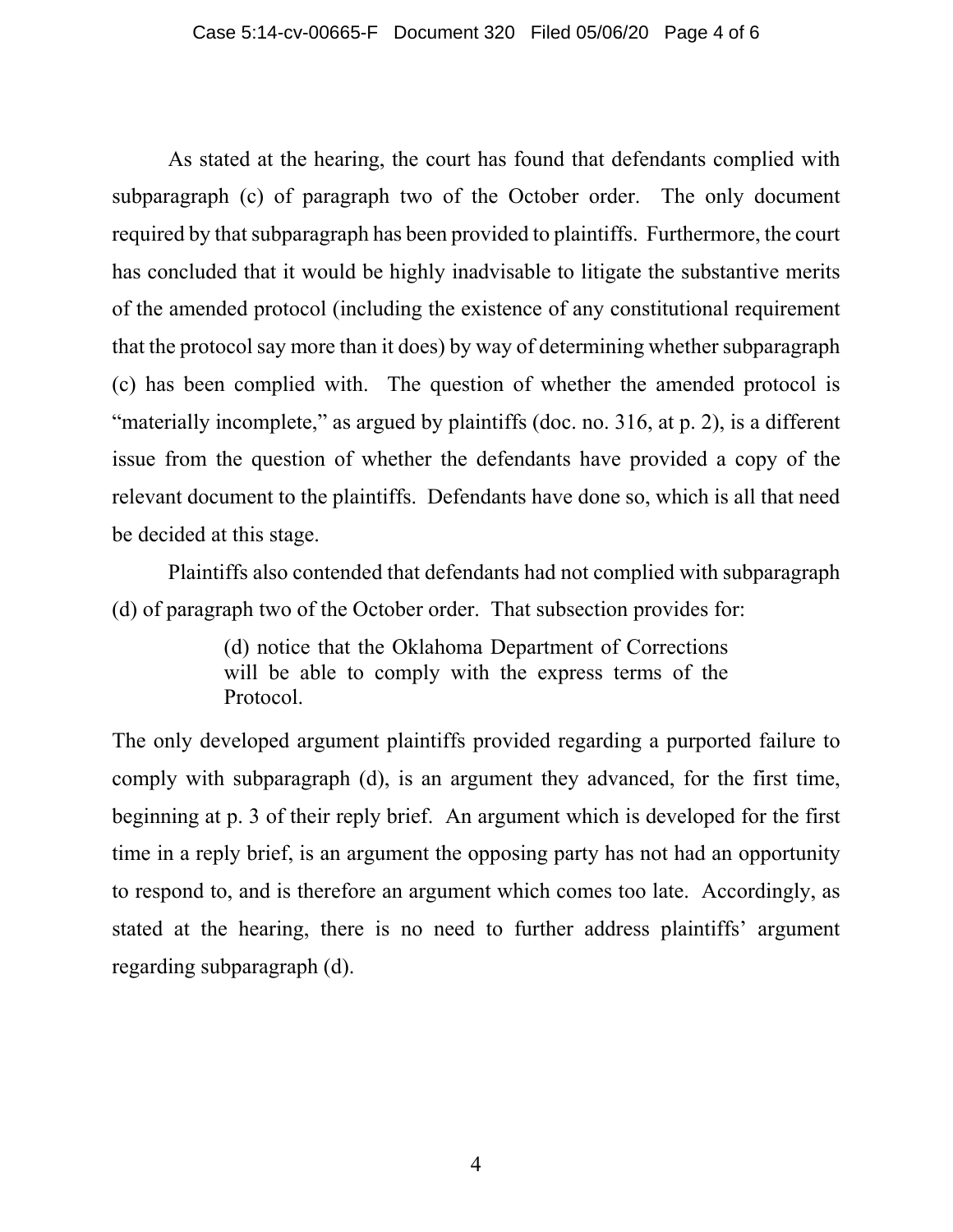As stated at the hearing, the court has found that defendants complied with subparagraph (c) of paragraph two of the October order. The only document required by that subparagraph has been provided to plaintiffs. Furthermore, the court has concluded that it would be highly inadvisable to litigate the substantive merits of the amended protocol (including the existence of any constitutional requirement that the protocol say more than it does) by way of determining whether subparagraph (c) has been complied with. The question of whether the amended protocol is "materially incomplete," as argued by plaintiffs (doc. no. 316, at p. 2), is a different issue from the question of whether the defendants have provided a copy of the relevant document to the plaintiffs. Defendants have done so, which is all that need be decided at this stage.

Plaintiffs also contended that defendants had not complied with subparagraph (d) of paragraph two of the October order. That subsection provides for:

> (d) notice that the Oklahoma Department of Corrections will be able to comply with the express terms of the Protocol.

The only developed argument plaintiffs provided regarding a purported failure to comply with subparagraph (d), is an argument they advanced, for the first time, beginning at p. 3 of their reply brief. An argument which is developed for the first time in a reply brief, is an argument the opposing party has not had an opportunity to respond to, and is therefore an argument which comes too late. Accordingly, as stated at the hearing, there is no need to further address plaintiffs' argument regarding subparagraph (d).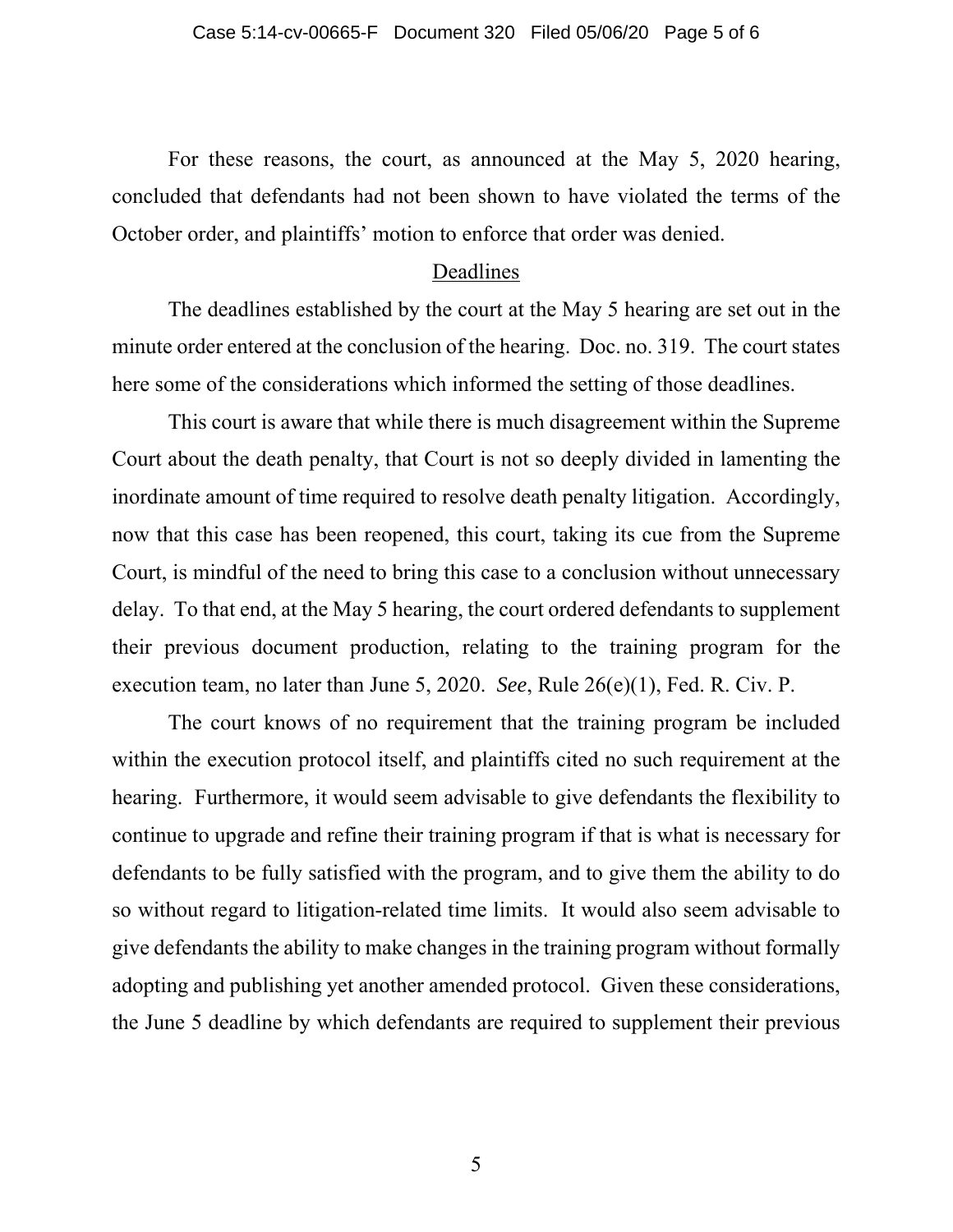For these reasons, the court, as announced at the May 5, 2020 hearing, concluded that defendants had not been shown to have violated the terms of the October order, and plaintiffs' motion to enforce that order was denied.

## Deadlines

The deadlines established by the court at the May 5 hearing are set out in the minute order entered at the conclusion of the hearing. Doc. no. 319. The court states here some of the considerations which informed the setting of those deadlines.

This court is aware that while there is much disagreement within the Supreme Court about the death penalty, that Court is not so deeply divided in lamenting the inordinate amount of time required to resolve death penalty litigation. Accordingly, now that this case has been reopened, this court, taking its cue from the Supreme Court, is mindful of the need to bring this case to a conclusion without unnecessary delay. To that end, at the May 5 hearing, the court ordered defendants to supplement their previous document production, relating to the training program for the execution team, no later than June 5, 2020. *See*, Rule 26(e)(1), Fed. R. Civ. P.

The court knows of no requirement that the training program be included within the execution protocol itself, and plaintiffs cited no such requirement at the hearing. Furthermore, it would seem advisable to give defendants the flexibility to continue to upgrade and refine their training program if that is what is necessary for defendants to be fully satisfied with the program, and to give them the ability to do so without regard to litigation-related time limits. It would also seem advisable to give defendants the ability to make changes in the training program without formally adopting and publishing yet another amended protocol. Given these considerations, the June 5 deadline by which defendants are required to supplement their previous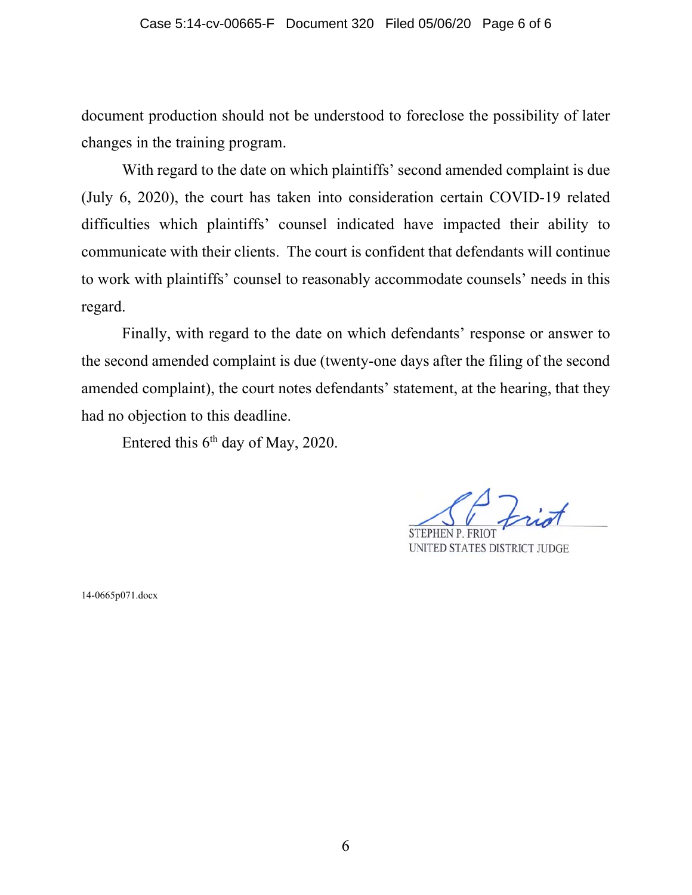document production should not be understood to foreclose the possibility of later changes in the training program.

With regard to the date on which plaintiffs' second amended complaint is due (July 6, 2020), the court has taken into consideration certain COVID-19 related difficulties which plaintiffs' counsel indicated have impacted their ability to communicate with their clients. The court is confident that defendants will continue to work with plaintiffs' counsel to reasonably accommodate counsels' needs in this regard.

Finally, with regard to the date on which defendants' response or answer to the second amended complaint is due (twenty-one days after the filing of the second amended complaint), the court notes defendants' statement, at the hearing, that they had no objection to this deadline.

Entered this 6th day of May, 2020.

STEPHEN P. FRIOT
UNITED STATES DISTRICT JUDGE

14-0665p071.docx